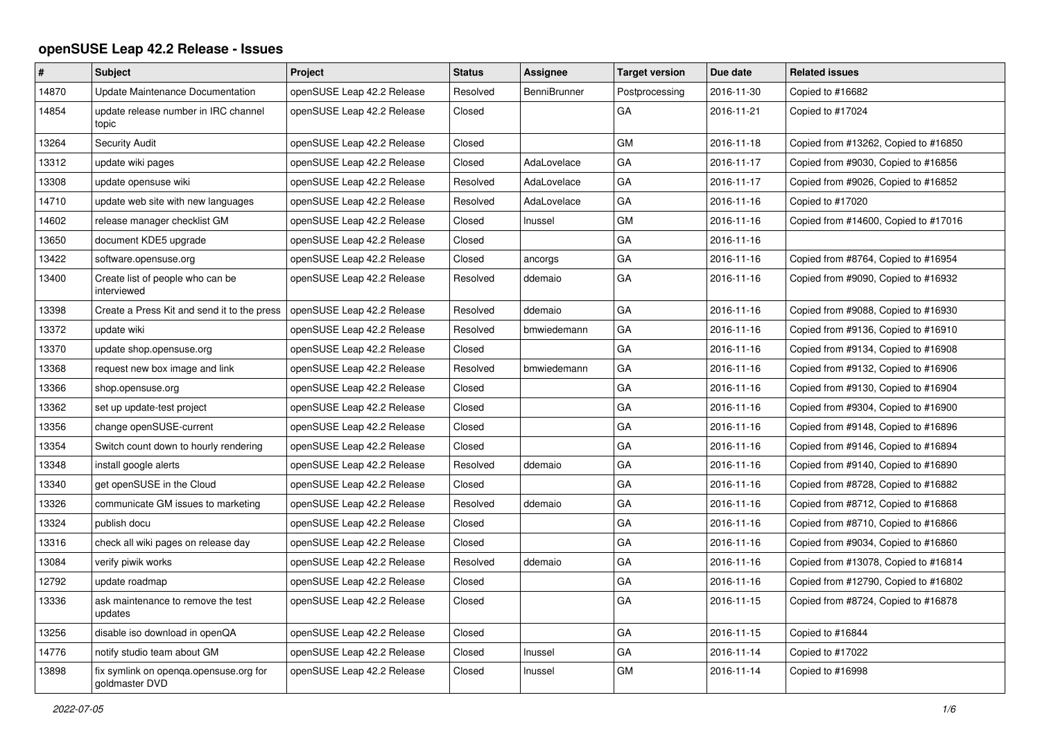# openSUSE Leap 42.2 Release - Issues

| # | Subject | Project | Status | Assignee | Target version | Due date | Related issues |
|---|---|---|---|---|---|---|---|
| 14870 | Update Maintenance Documentation | openSUSE Leap 42.2 Release | Resolved | BenniBrunner | Postprocessing | 2016-11-30 | Copied to #16682 |
| 14854 | update release number in IRC channel topic | openSUSE Leap 42.2 Release | Closed | | GA | 2016-11-21 | Copied to #17024 |
| 13264 | Security Audit | openSUSE Leap 42.2 Release | Closed | | GM | 2016-11-18 | Copied from #13262, Copied to #16850 |
| 13312 | update wiki pages | openSUSE Leap 42.2 Release | Closed | AdaLovelace | GA | 2016-11-17 | Copied from #9030, Copied to #16856 |
| 13308 | update opensuse wiki | openSUSE Leap 42.2 Release | Resolved | AdaLovelace | GA | 2016-11-17 | Copied from #9026, Copied to #16852 |
| 14710 | update web site with new languages | openSUSE Leap 42.2 Release | Resolved | AdaLovelace | GA | 2016-11-16 | Copied to #17020 |
| 14602 | release manager checklist GM | openSUSE Leap 42.2 Release | Closed | lnussel | GM | 2016-11-16 | Copied from #14600, Copied to #17016 |
| 13650 | document KDE5 upgrade | openSUSE Leap 42.2 Release | Closed | | GA | 2016-11-16 | |
| 13422 | software.opensuse.org | openSUSE Leap 42.2 Release | Closed | ancorgs | GA | 2016-11-16 | Copied from #8764, Copied to #16954 |
| 13400 | Create list of people who can be interviewed | openSUSE Leap 42.2 Release | Resolved | ddemaio | GA | 2016-11-16 | Copied from #9090, Copied to #16932 |
| 13398 | Create a Press Kit and send it to the press | openSUSE Leap 42.2 Release | Resolved | ddemaio | GA | 2016-11-16 | Copied from #9088, Copied to #16930 |
| 13372 | update wiki | openSUSE Leap 42.2 Release | Resolved | bmwiedemann | GA | 2016-11-16 | Copied from #9136, Copied to #16910 |
| 13370 | update shop.opensuse.org | openSUSE Leap 42.2 Release | Closed | | GA | 2016-11-16 | Copied from #9134, Copied to #16908 |
| 13368 | request new box image and link | openSUSE Leap 42.2 Release | Resolved | bmwiedemann | GA | 2016-11-16 | Copied from #9132, Copied to #16906 |
| 13366 | shop.opensuse.org | openSUSE Leap 42.2 Release | Closed | | GA | 2016-11-16 | Copied from #9130, Copied to #16904 |
| 13362 | set up update-test project | openSUSE Leap 42.2 Release | Closed | | GA | 2016-11-16 | Copied from #9304, Copied to #16900 |
| 13356 | change openSUSE-current | openSUSE Leap 42.2 Release | Closed | | GA | 2016-11-16 | Copied from #9148, Copied to #16896 |
| 13354 | Switch count down to hourly rendering | openSUSE Leap 42.2 Release | Closed | | GA | 2016-11-16 | Copied from #9146, Copied to #16894 |
| 13348 | install google alerts | openSUSE Leap 42.2 Release | Resolved | ddemaio | GA | 2016-11-16 | Copied from #9140, Copied to #16890 |
| 13340 | get openSUSE in the Cloud | openSUSE Leap 42.2 Release | Closed | | GA | 2016-11-16 | Copied from #8728, Copied to #16882 |
| 13326 | communicate GM issues to marketing | openSUSE Leap 42.2 Release | Resolved | ddemaio | GA | 2016-11-16 | Copied from #8712, Copied to #16868 |
| 13324 | publish docu | openSUSE Leap 42.2 Release | Closed | | GA | 2016-11-16 | Copied from #8710, Copied to #16866 |
| 13316 | check all wiki pages on release day | openSUSE Leap 42.2 Release | Closed | | GA | 2016-11-16 | Copied from #9034, Copied to #16860 |
| 13084 | verify piwik works | openSUSE Leap 42.2 Release | Resolved | ddemaio | GA | 2016-11-16 | Copied from #13078, Copied to #16814 |
| 12792 | update roadmap | openSUSE Leap 42.2 Release | Closed | | GA | 2016-11-16 | Copied from #12790, Copied to #16802 |
| 13336 | ask maintenance to remove the test updates | openSUSE Leap 42.2 Release | Closed | | GA | 2016-11-15 | Copied from #8724, Copied to #16878 |
| 13256 | disable iso download in openQA | openSUSE Leap 42.2 Release | Closed | | GA | 2016-11-15 | Copied to #16844 |
| 14776 | notify studio team about GM | openSUSE Leap 42.2 Release | Closed | lnussel | GA | 2016-11-14 | Copied to #17022 |
| 13898 | fix symlink on openqa.opensuse.org for goldmaster DVD | openSUSE Leap 42.2 Release | Closed | lnussel | GM | 2016-11-14 | Copied to #16998 |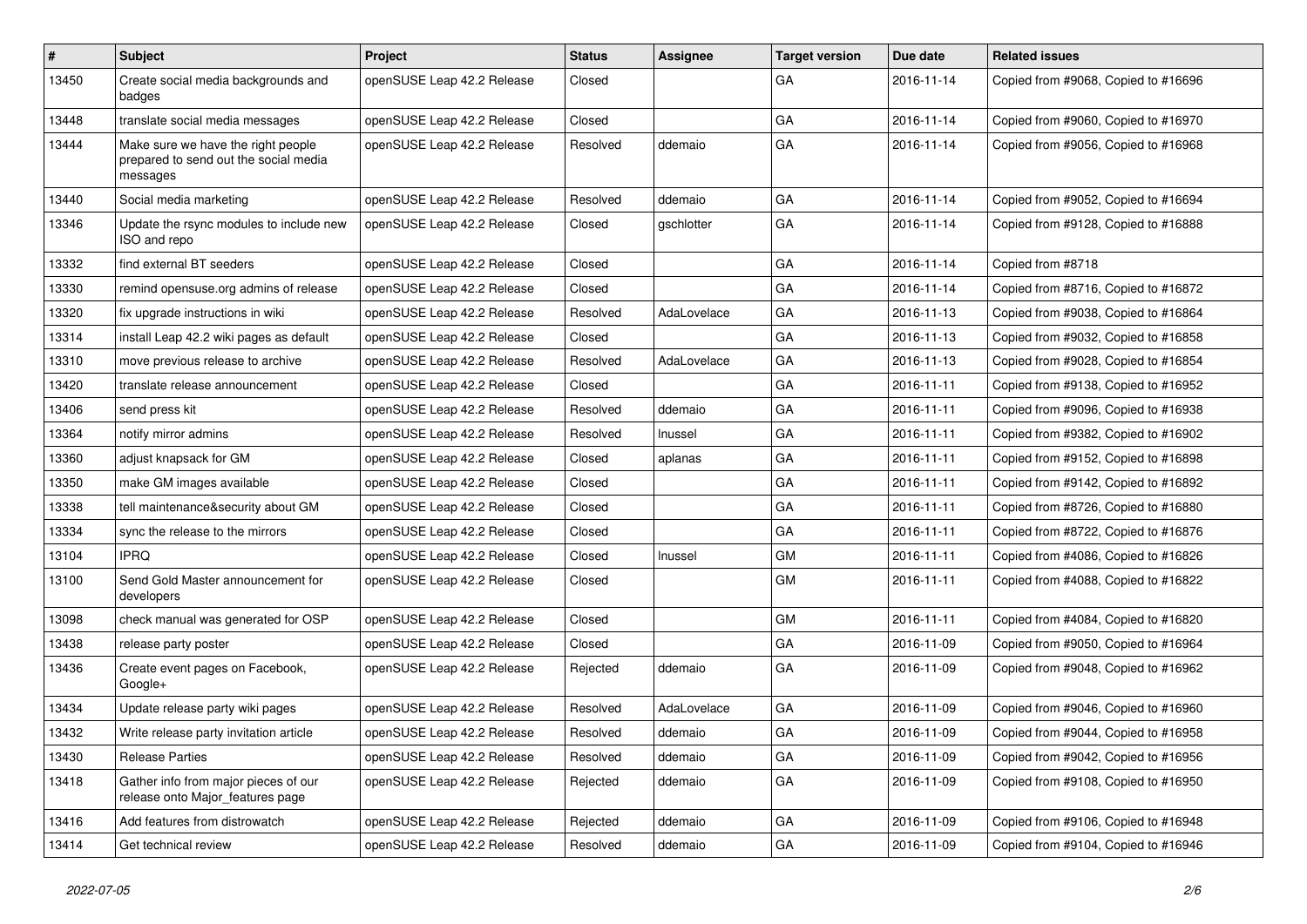| # | Subject | Project | Status | Assignee | Target version | Due date | Related issues |
|---|---|---|---|---|---|---|---|
| 13450 | Create social media backgrounds and badges | openSUSE Leap 42.2 Release | Closed | | GA | 2016-11-14 | Copied from #9068, Copied to #16696 |
| 13448 | translate social media messages | openSUSE Leap 42.2 Release | Closed | | GA | 2016-11-14 | Copied from #9060, Copied to #16970 |
| 13444 | Make sure we have the right people prepared to send out the social media messages | openSUSE Leap 42.2 Release | Resolved | ddemaio | GA | 2016-11-14 | Copied from #9056, Copied to #16968 |
| 13440 | Social media marketing | openSUSE Leap 42.2 Release | Resolved | ddemaio | GA | 2016-11-14 | Copied from #9052, Copied to #16694 |
| 13346 | Update the rsync modules to include new ISO and repo | openSUSE Leap 42.2 Release | Closed | gschlotter | GA | 2016-11-14 | Copied from #9128, Copied to #16888 |
| 13332 | find external BT seeders | openSUSE Leap 42.2 Release | Closed | | GA | 2016-11-14 | Copied from #8718 |
| 13330 | remind opensuse.org admins of release | openSUSE Leap 42.2 Release | Closed | | GA | 2016-11-14 | Copied from #8716, Copied to #16872 |
| 13320 | fix upgrade instructions in wiki | openSUSE Leap 42.2 Release | Resolved | AdaLovelace | GA | 2016-11-13 | Copied from #9038, Copied to #16864 |
| 13314 | install Leap 42.2 wiki pages as default | openSUSE Leap 42.2 Release | Closed | | GA | 2016-11-13 | Copied from #9032, Copied to #16858 |
| 13310 | move previous release to archive | openSUSE Leap 42.2 Release | Resolved | AdaLovelace | GA | 2016-11-13 | Copied from #9028, Copied to #16854 |
| 13420 | translate release announcement | openSUSE Leap 42.2 Release | Closed | | GA | 2016-11-11 | Copied from #9138, Copied to #16952 |
| 13406 | send press kit | openSUSE Leap 42.2 Release | Resolved | ddemaio | GA | 2016-11-11 | Copied from #9096, Copied to #16938 |
| 13364 | notify mirror admins | openSUSE Leap 42.2 Release | Resolved | lnussel | GA | 2016-11-11 | Copied from #9382, Copied to #16902 |
| 13360 | adjust knapsack for GM | openSUSE Leap 42.2 Release | Closed | aplanas | GA | 2016-11-11 | Copied from #9152, Copied to #16898 |
| 13350 | make GM images available | openSUSE Leap 42.2 Release | Closed | | GA | 2016-11-11 | Copied from #9142, Copied to #16892 |
| 13338 | tell maintenance&security about GM | openSUSE Leap 42.2 Release | Closed | | GA | 2016-11-11 | Copied from #8726, Copied to #16880 |
| 13334 | sync the release to the mirrors | openSUSE Leap 42.2 Release | Closed | | GA | 2016-11-11 | Copied from #8722, Copied to #16876 |
| 13104 | IPRQ | openSUSE Leap 42.2 Release | Closed | lnussel | GM | 2016-11-11 | Copied from #4086, Copied to #16826 |
| 13100 | Send Gold Master announcement for developers | openSUSE Leap 42.2 Release | Closed | | GM | 2016-11-11 | Copied from #4088, Copied to #16822 |
| 13098 | check manual was generated for OSP | openSUSE Leap 42.2 Release | Closed | | GM | 2016-11-11 | Copied from #4084, Copied to #16820 |
| 13438 | release party poster | openSUSE Leap 42.2 Release | Closed | | GA | 2016-11-09 | Copied from #9050, Copied to #16964 |
| 13436 | Create event pages on Facebook, Google+ | openSUSE Leap 42.2 Release | Rejected | ddemaio | GA | 2016-11-09 | Copied from #9048, Copied to #16962 |
| 13434 | Update release party wiki pages | openSUSE Leap 42.2 Release | Resolved | AdaLovelace | GA | 2016-11-09 | Copied from #9046, Copied to #16960 |
| 13432 | Write release party invitation article | openSUSE Leap 42.2 Release | Resolved | ddemaio | GA | 2016-11-09 | Copied from #9044, Copied to #16958 |
| 13430 | Release Parties | openSUSE Leap 42.2 Release | Resolved | ddemaio | GA | 2016-11-09 | Copied from #9042, Copied to #16956 |
| 13418 | Gather info from major pieces of our release onto Major_features page | openSUSE Leap 42.2 Release | Rejected | ddemaio | GA | 2016-11-09 | Copied from #9108, Copied to #16950 |
| 13416 | Add features from distrowatch | openSUSE Leap 42.2 Release | Rejected | ddemaio | GA | 2016-11-09 | Copied from #9106, Copied to #16948 |
| 13414 | Get technical review | openSUSE Leap 42.2 Release | Resolved | ddemaio | GA | 2016-11-09 | Copied from #9104, Copied to #16946 |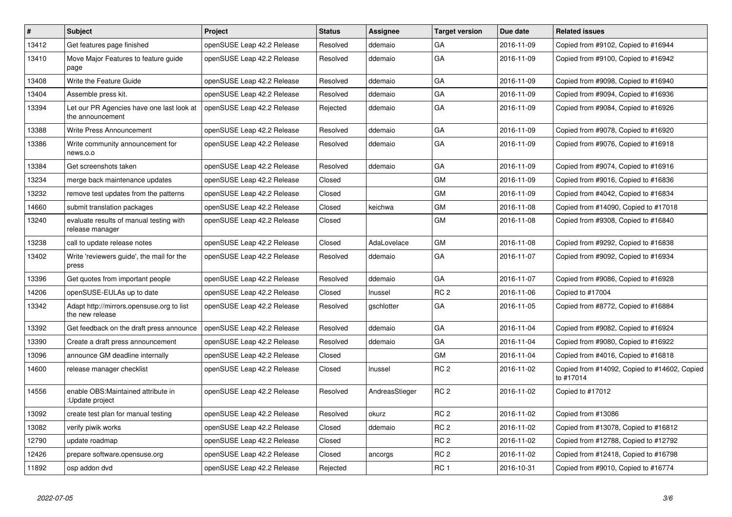| # | Subject | Project | Status | Assignee | Target version | Due date | Related issues |
|---|---|---|---|---|---|---|---|
| 13412 | Get features page finished | openSUSE Leap 42.2 Release | Resolved | ddemaio | GA | 2016-11-09 | Copied from #9102, Copied to #16944 |
| 13410 | Move Major Features to feature guide page | openSUSE Leap 42.2 Release | Resolved | ddemaio | GA | 2016-11-09 | Copied from #9100, Copied to #16942 |
| 13408 | Write the Feature Guide | openSUSE Leap 42.2 Release | Resolved | ddemaio | GA | 2016-11-09 | Copied from #9098, Copied to #16940 |
| 13404 | Assemble press kit. | openSUSE Leap 42.2 Release | Resolved | ddemaio | GA | 2016-11-09 | Copied from #9094, Copied to #16936 |
| 13394 | Let our PR Agencies have one last look at the announcement | openSUSE Leap 42.2 Release | Rejected | ddemaio | GA | 2016-11-09 | Copied from #9084, Copied to #16926 |
| 13388 | Write Press Announcement | openSUSE Leap 42.2 Release | Resolved | ddemaio | GA | 2016-11-09 | Copied from #9078, Copied to #16920 |
| 13386 | Write community announcement for news.o.o | openSUSE Leap 42.2 Release | Resolved | ddemaio | GA | 2016-11-09 | Copied from #9076, Copied to #16918 |
| 13384 | Get screenshots taken | openSUSE Leap 42.2 Release | Resolved | ddemaio | GA | 2016-11-09 | Copied from #9074, Copied to #16916 |
| 13234 | merge back maintenance updates | openSUSE Leap 42.2 Release | Closed | | GM | 2016-11-09 | Copied from #9016, Copied to #16836 |
| 13232 | remove test updates from the patterns | openSUSE Leap 42.2 Release | Closed | | GM | 2016-11-09 | Copied from #4042, Copied to #16834 |
| 14660 | submit translation packages | openSUSE Leap 42.2 Release | Closed | keichwa | GM | 2016-11-08 | Copied from #14090, Copied to #17018 |
| 13240 | evaluate results of manual testing with release manager | openSUSE Leap 42.2 Release | Closed | | GM | 2016-11-08 | Copied from #9308, Copied to #16840 |
| 13238 | call to update release notes | openSUSE Leap 42.2 Release | Closed | AdaLovelace | GM | 2016-11-08 | Copied from #9292, Copied to #16838 |
| 13402 | Write 'reviewers guide', the mail for the press | openSUSE Leap 42.2 Release | Resolved | ddemaio | GA | 2016-11-07 | Copied from #9092, Copied to #16934 |
| 13396 | Get quotes from important people | openSUSE Leap 42.2 Release | Resolved | ddemaio | GA | 2016-11-07 | Copied from #9086, Copied to #16928 |
| 14206 | openSUSE-EULAs up to date | openSUSE Leap 42.2 Release | Closed | lnussel | RC 2 | 2016-11-06 | Copied to #17004 |
| 13342 | Adapt http://mirrors.opensuse.org to list the new release | openSUSE Leap 42.2 Release | Resolved | gschlotter | GA | 2016-11-05 | Copied from #8772, Copied to #16884 |
| 13392 | Get feedback on the draft press announce | openSUSE Leap 42.2 Release | Resolved | ddemaio | GA | 2016-11-04 | Copied from #9082, Copied to #16924 |
| 13390 | Create a draft press announcement | openSUSE Leap 42.2 Release | Resolved | ddemaio | GA | 2016-11-04 | Copied from #9080, Copied to #16922 |
| 13096 | announce GM deadline internally | openSUSE Leap 42.2 Release | Closed | | GM | 2016-11-04 | Copied from #4016, Copied to #16818 |
| 14600 | release manager checklist | openSUSE Leap 42.2 Release | Closed | lnussel | RC 2 | 2016-11-02 | Copied from #14092, Copied to #14602, Copied to #17014 |
| 14556 | enable OBS:Maintained attribute in :Update project | openSUSE Leap 42.2 Release | Resolved | AndreasStieger | RC 2 | 2016-11-02 | Copied to #17012 |
| 13092 | create test plan for manual testing | openSUSE Leap 42.2 Release | Resolved | okurz | RC 2 | 2016-11-02 | Copied from #13086 |
| 13082 | verify piwik works | openSUSE Leap 42.2 Release | Closed | ddemaio | RC 2 | 2016-11-02 | Copied from #13078, Copied to #16812 |
| 12790 | update roadmap | openSUSE Leap 42.2 Release | Closed | | RC 2 | 2016-11-02 | Copied from #12788, Copied to #12792 |
| 12426 | prepare software.opensuse.org | openSUSE Leap 42.2 Release | Closed | ancorgs | RC 2 | 2016-11-02 | Copied from #12418, Copied to #16798 |
| 11892 | osp addon dvd | openSUSE Leap 42.2 Release | Rejected | | RC 1 | 2016-10-31 | Copied from #9010, Copied to #16774 |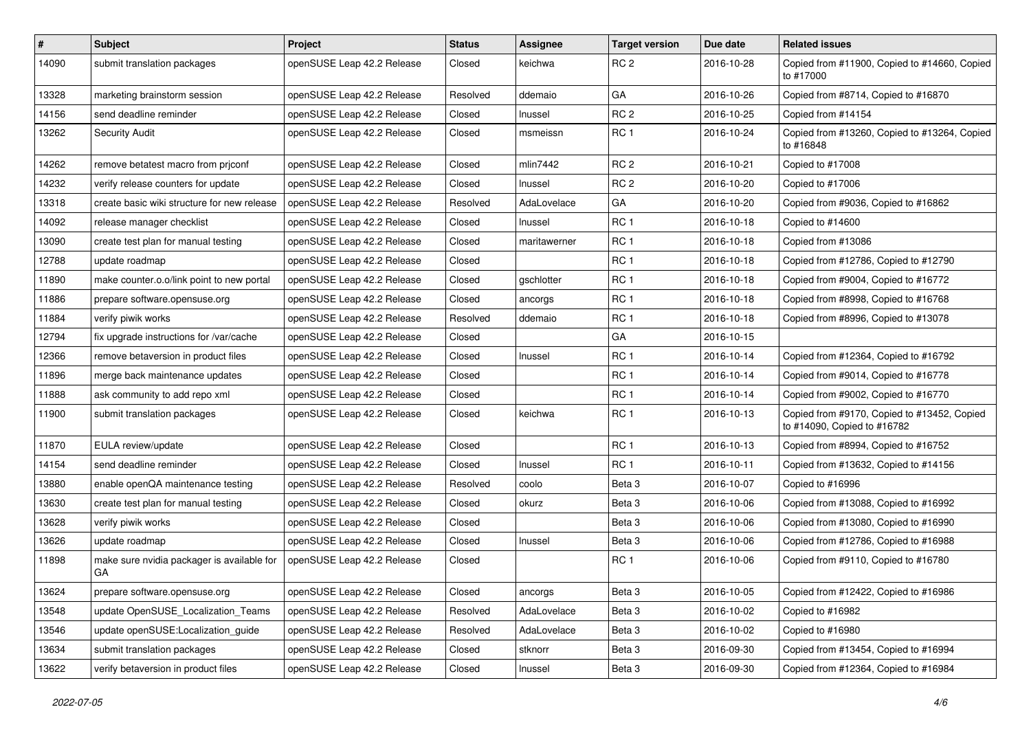| # | Subject | Project | Status | Assignee | Target version | Due date | Related issues |
|---|---|---|---|---|---|---|---|
| 14090 | submit translation packages | openSUSE Leap 42.2 Release | Closed | keichwa | RC 2 | 2016-10-28 | Copied from #11900, Copied to #14660, Copied to #17000 |
| 13328 | marketing brainstorm session | openSUSE Leap 42.2 Release | Resolved | ddemaio | GA | 2016-10-26 | Copied from #8714, Copied to #16870 |
| 14156 | send deadline reminder | openSUSE Leap 42.2 Release | Closed | lnussel | RC 2 | 2016-10-25 | Copied from #14154 |
| 13262 | Security Audit | openSUSE Leap 42.2 Release | Closed | msmeissn | RC 1 | 2016-10-24 | Copied from #13260, Copied to #13264, Copied to #16848 |
| 14262 | remove betatest macro from prjconf | openSUSE Leap 42.2 Release | Closed | mlin7442 | RC 2 | 2016-10-21 | Copied to #17008 |
| 14232 | verify release counters for update | openSUSE Leap 42.2 Release | Closed | lnussel | RC 2 | 2016-10-20 | Copied to #17006 |
| 13318 | create basic wiki structure for new release | openSUSE Leap 42.2 Release | Resolved | AdaLovelace | GA | 2016-10-20 | Copied from #9036, Copied to #16862 |
| 14092 | release manager checklist | openSUSE Leap 42.2 Release | Closed | lnussel | RC 1 | 2016-10-18 | Copied to #14600 |
| 13090 | create test plan for manual testing | openSUSE Leap 42.2 Release | Closed | maritawerner | RC 1 | 2016-10-18 | Copied from #13086 |
| 12788 | update roadmap | openSUSE Leap 42.2 Release | Closed | | RC 1 | 2016-10-18 | Copied from #12786, Copied to #12790 |
| 11890 | make counter.o.o/link point to new portal | openSUSE Leap 42.2 Release | Closed | gschlotter | RC 1 | 2016-10-18 | Copied from #9004, Copied to #16772 |
| 11886 | prepare software.opensuse.org | openSUSE Leap 42.2 Release | Closed | ancorgs | RC 1 | 2016-10-18 | Copied from #8998, Copied to #16768 |
| 11884 | verify piwik works | openSUSE Leap 42.2 Release | Resolved | ddemaio | RC 1 | 2016-10-18 | Copied from #8996, Copied to #13078 |
| 12794 | fix upgrade instructions for /var/cache | openSUSE Leap 42.2 Release | Closed | | GA | 2016-10-15 | |
| 12366 | remove betaversion in product files | openSUSE Leap 42.2 Release | Closed | lnussel | RC 1 | 2016-10-14 | Copied from #12364, Copied to #16792 |
| 11896 | merge back maintenance updates | openSUSE Leap 42.2 Release | Closed | | RC 1 | 2016-10-14 | Copied from #9014, Copied to #16778 |
| 11888 | ask community to add repo xml | openSUSE Leap 42.2 Release | Closed | | RC 1 | 2016-10-14 | Copied from #9002, Copied to #16770 |
| 11900 | submit translation packages | openSUSE Leap 42.2 Release | Closed | keichwa | RC 1 | 2016-10-13 | Copied from #9170, Copied to #13452, Copied to #14090, Copied to #16782 |
| 11870 | EULA review/update | openSUSE Leap 42.2 Release | Closed | | RC 1 | 2016-10-13 | Copied from #8994, Copied to #16752 |
| 14154 | send deadline reminder | openSUSE Leap 42.2 Release | Closed | lnussel | RC 1 | 2016-10-11 | Copied from #13632, Copied to #14156 |
| 13880 | enable openQA maintenance testing | openSUSE Leap 42.2 Release | Resolved | coolo | Beta 3 | 2016-10-07 | Copied to #16996 |
| 13630 | create test plan for manual testing | openSUSE Leap 42.2 Release | Closed | okurz | Beta 3 | 2016-10-06 | Copied from #13088, Copied to #16992 |
| 13628 | verify piwik works | openSUSE Leap 42.2 Release | Closed | | Beta 3 | 2016-10-06 | Copied from #13080, Copied to #16990 |
| 13626 | update roadmap | openSUSE Leap 42.2 Release | Closed | lnussel | Beta 3 | 2016-10-06 | Copied from #12786, Copied to #16988 |
| 11898 | make sure nvidia packager is available for GA | openSUSE Leap 42.2 Release | Closed | | RC 1 | 2016-10-06 | Copied from #9110, Copied to #16780 |
| 13624 | prepare software.opensuse.org | openSUSE Leap 42.2 Release | Closed | ancorgs | Beta 3 | 2016-10-05 | Copied from #12422, Copied to #16986 |
| 13548 | update OpenSUSE_Localization_Teams | openSUSE Leap 42.2 Release | Resolved | AdaLovelace | Beta 3 | 2016-10-02 | Copied to #16982 |
| 13546 | update openSUSE:Localization_guide | openSUSE Leap 42.2 Release | Resolved | AdaLovelace | Beta 3 | 2016-10-02 | Copied to #16980 |
| 13634 | submit translation packages | openSUSE Leap 42.2 Release | Closed | stknorr | Beta 3 | 2016-09-30 | Copied from #13454, Copied to #16994 |
| 13622 | verify betaversion in product files | openSUSE Leap 42.2 Release | Closed | lnussel | Beta 3 | 2016-09-30 | Copied from #12364, Copied to #16984 |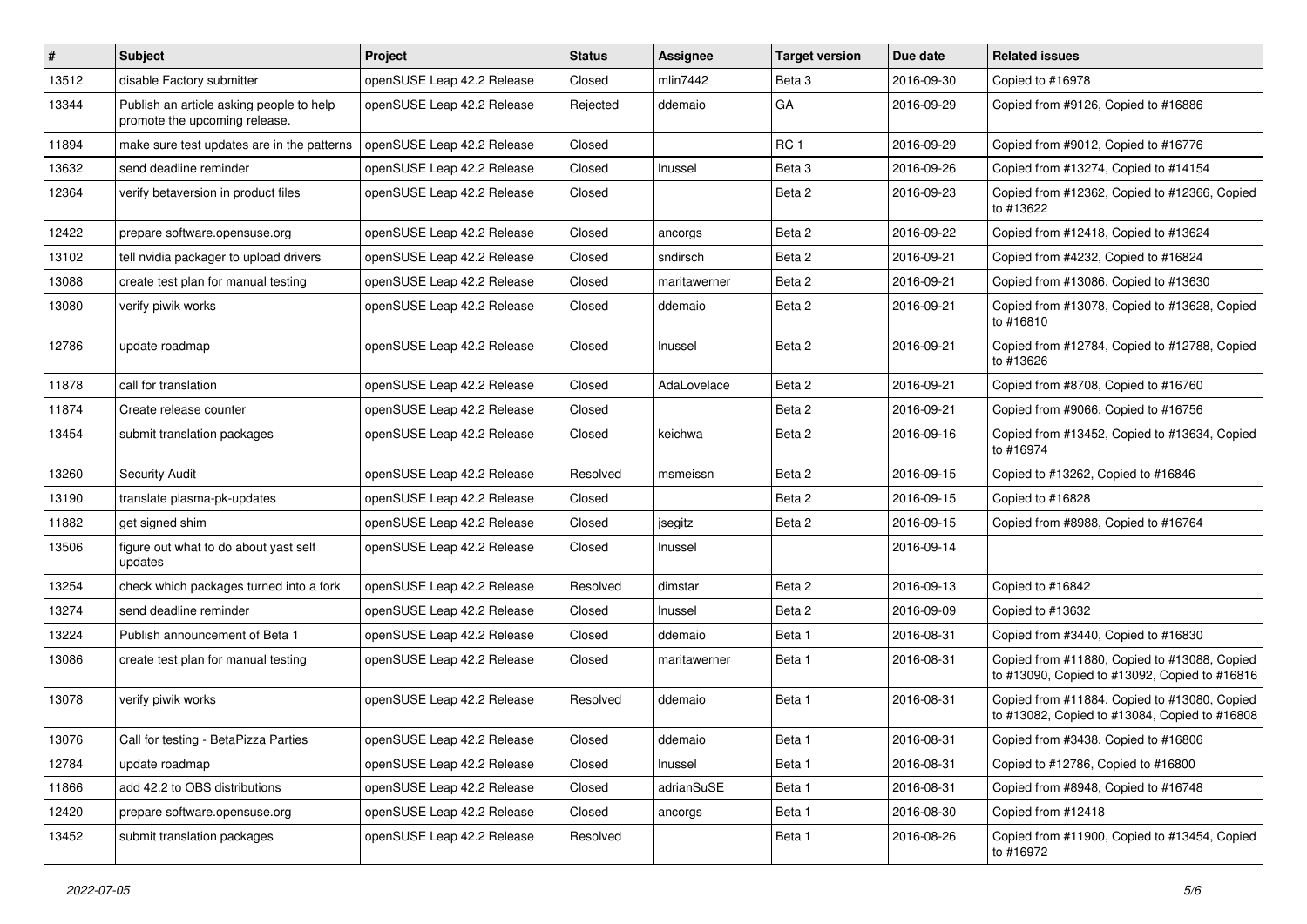| # | Subject | Project | Status | Assignee | Target version | Due date | Related issues |
|---|---|---|---|---|---|---|---|
| 13512 | disable Factory submitter | openSUSE Leap 42.2 Release | Closed | mlin7442 | Beta 3 | 2016-09-30 | Copied to #16978 |
| 13344 | Publish an article asking people to help promote the upcoming release. | openSUSE Leap 42.2 Release | Rejected | ddemaio | GA | 2016-09-29 | Copied from #9126, Copied to #16886 |
| 11894 | make sure test updates are in the patterns | openSUSE Leap 42.2 Release | Closed | | RC 1 | 2016-09-29 | Copied from #9012, Copied to #16776 |
| 13632 | send deadline reminder | openSUSE Leap 42.2 Release | Closed | lnussel | Beta 3 | 2016-09-26 | Copied from #13274, Copied to #14154 |
| 12364 | verify betaversion in product files | openSUSE Leap 42.2 Release | Closed | | Beta 2 | 2016-09-23 | Copied from #12362, Copied to #12366, Copied to #13622 |
| 12422 | prepare software.opensuse.org | openSUSE Leap 42.2 Release | Closed | ancorgs | Beta 2 | 2016-09-22 | Copied from #12418, Copied to #13624 |
| 13102 | tell nvidia packager to upload drivers | openSUSE Leap 42.2 Release | Closed | sndirsch | Beta 2 | 2016-09-21 | Copied from #4232, Copied to #16824 |
| 13088 | create test plan for manual testing | openSUSE Leap 42.2 Release | Closed | maritawerner | Beta 2 | 2016-09-21 | Copied from #13086, Copied to #13630 |
| 13080 | verify piwik works | openSUSE Leap 42.2 Release | Closed | ddemaio | Beta 2 | 2016-09-21 | Copied from #13078, Copied to #13628, Copied to #16810 |
| 12786 | update roadmap | openSUSE Leap 42.2 Release | Closed | lnussel | Beta 2 | 2016-09-21 | Copied from #12784, Copied to #12788, Copied to #13626 |
| 11878 | call for translation | openSUSE Leap 42.2 Release | Closed | AdaLovelace | Beta 2 | 2016-09-21 | Copied from #8708, Copied to #16760 |
| 11874 | Create release counter | openSUSE Leap 42.2 Release | Closed | | Beta 2 | 2016-09-21 | Copied from #9066, Copied to #16756 |
| 13454 | submit translation packages | openSUSE Leap 42.2 Release | Closed | keichwa | Beta 2 | 2016-09-16 | Copied from #13452, Copied to #13634, Copied to #16974 |
| 13260 | Security Audit | openSUSE Leap 42.2 Release | Resolved | msmeissn | Beta 2 | 2016-09-15 | Copied to #13262, Copied to #16846 |
| 13190 | translate plasma-pk-updates | openSUSE Leap 42.2 Release | Closed | | Beta 2 | 2016-09-15 | Copied to #16828 |
| 11882 | get signed shim | openSUSE Leap 42.2 Release | Closed | jsegitz | Beta 2 | 2016-09-15 | Copied from #8988, Copied to #16764 |
| 13506 | figure out what to do about yast self updates | openSUSE Leap 42.2 Release | Closed | lnussel | | 2016-09-14 | |
| 13254 | check which packages turned into a fork | openSUSE Leap 42.2 Release | Resolved | dimstar | Beta 2 | 2016-09-13 | Copied to #16842 |
| 13274 | send deadline reminder | openSUSE Leap 42.2 Release | Closed | lnussel | Beta 2 | 2016-09-09 | Copied to #13632 |
| 13224 | Publish announcement of Beta 1 | openSUSE Leap 42.2 Release | Closed | ddemaio | Beta 1 | 2016-08-31 | Copied from #3440, Copied to #16830 |
| 13086 | create test plan for manual testing | openSUSE Leap 42.2 Release | Closed | maritawerner | Beta 1 | 2016-08-31 | Copied from #11880, Copied to #13088, Copied to #13090, Copied to #13092, Copied to #16816 |
| 13078 | verify piwik works | openSUSE Leap 42.2 Release | Resolved | ddemaio | Beta 1 | 2016-08-31 | Copied from #11884, Copied to #13080, Copied to #13082, Copied to #13084, Copied to #16808 |
| 13076 | Call for testing - BetaPizza Parties | openSUSE Leap 42.2 Release | Closed | ddemaio | Beta 1 | 2016-08-31 | Copied from #3438, Copied to #16806 |
| 12784 | update roadmap | openSUSE Leap 42.2 Release | Closed | lnussel | Beta 1 | 2016-08-31 | Copied to #12786, Copied to #16800 |
| 11866 | add 42.2 to OBS distributions | openSUSE Leap 42.2 Release | Closed | adrianSuSE | Beta 1 | 2016-08-31 | Copied from #8948, Copied to #16748 |
| 12420 | prepare software.opensuse.org | openSUSE Leap 42.2 Release | Closed | ancorgs | Beta 1 | 2016-08-30 | Copied from #12418 |
| 13452 | submit translation packages | openSUSE Leap 42.2 Release | Resolved | | Beta 1 | 2016-08-26 | Copied from #11900, Copied to #13454, Copied to #16972 |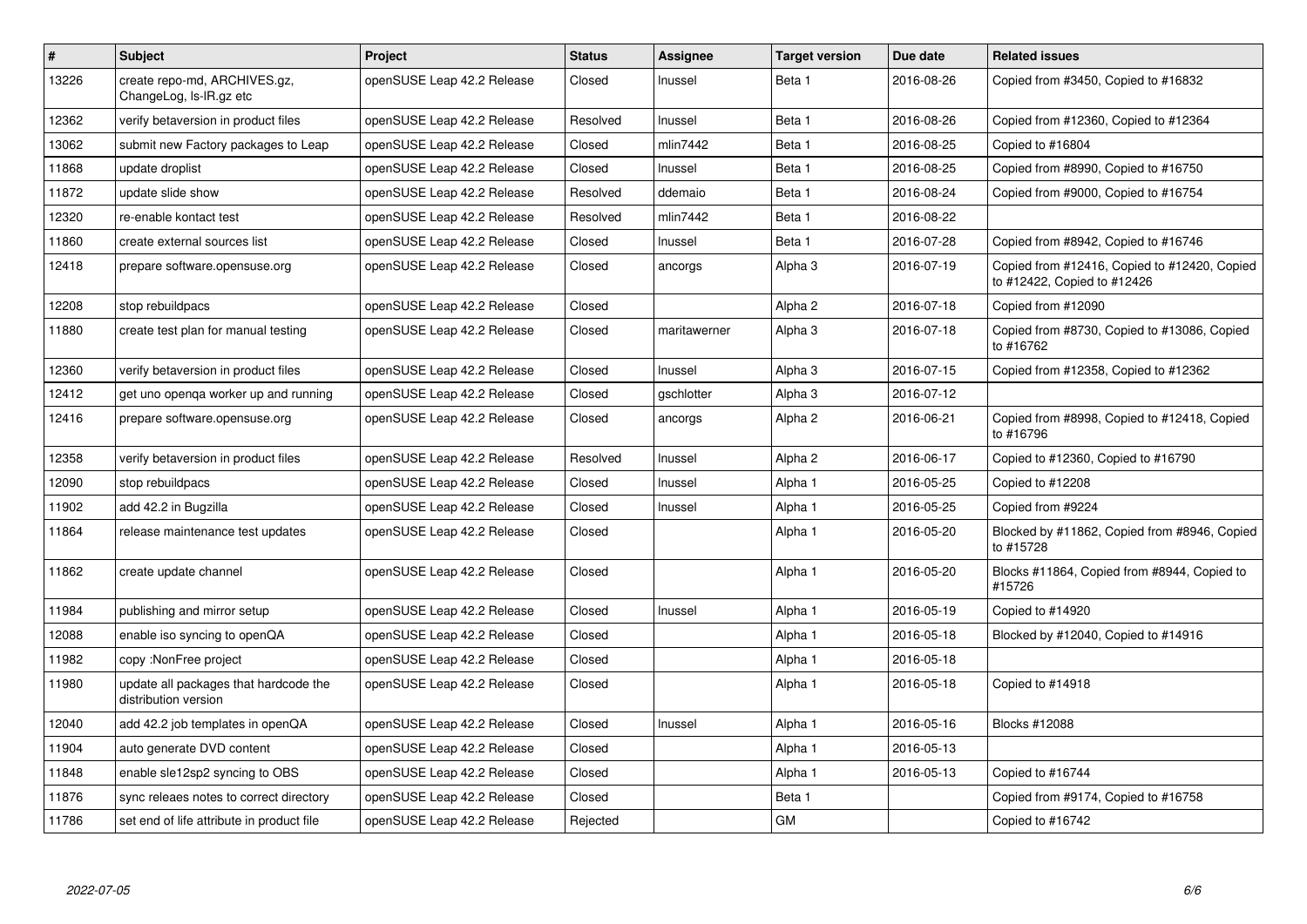| # | Subject | Project | Status | Assignee | Target version | Due date | Related issues |
|---|---|---|---|---|---|---|---|
| 13226 | create repo-md, ARCHIVES.gz, ChangeLog, ls-lR.gz etc | openSUSE Leap 42.2 Release | Closed | lnussel | Beta 1 | 2016-08-26 | Copied from #3450, Copied to #16832 |
| 12362 | verify betaversion in product files | openSUSE Leap 42.2 Release | Resolved | lnussel | Beta 1 | 2016-08-26 | Copied from #12360, Copied to #12364 |
| 13062 | submit new Factory packages to Leap | openSUSE Leap 42.2 Release | Closed | mlin7442 | Beta 1 | 2016-08-25 | Copied to #16804 |
| 11868 | update droplist | openSUSE Leap 42.2 Release | Closed | lnussel | Beta 1 | 2016-08-25 | Copied from #8990, Copied to #16750 |
| 11872 | update slide show | openSUSE Leap 42.2 Release | Resolved | ddemaio | Beta 1 | 2016-08-24 | Copied from #9000, Copied to #16754 |
| 12320 | re-enable kontact test | openSUSE Leap 42.2 Release | Resolved | mlin7442 | Beta 1 | 2016-08-22 | |
| 11860 | create external sources list | openSUSE Leap 42.2 Release | Closed | lnussel | Beta 1 | 2016-07-28 | Copied from #8942, Copied to #16746 |
| 12418 | prepare software.opensuse.org | openSUSE Leap 42.2 Release | Closed | ancorgs | Alpha 3 | 2016-07-19 | Copied from #12416, Copied to #12420, Copied to #12422, Copied to #12426 |
| 12208 | stop rebuildpacs | openSUSE Leap 42.2 Release | Closed | | Alpha 2 | 2016-07-18 | Copied from #12090 |
| 11880 | create test plan for manual testing | openSUSE Leap 42.2 Release | Closed | maritawerner | Alpha 3 | 2016-07-18 | Copied from #8730, Copied to #13086, Copied to #16762 |
| 12360 | verify betaversion in product files | openSUSE Leap 42.2 Release | Closed | lnussel | Alpha 3 | 2016-07-15 | Copied from #12358, Copied to #12362 |
| 12412 | get uno openqa worker up and running | openSUSE Leap 42.2 Release | Closed | gschlotter | Alpha 3 | 2016-07-12 | |
| 12416 | prepare software.opensuse.org | openSUSE Leap 42.2 Release | Closed | ancorgs | Alpha 2 | 2016-06-21 | Copied from #8998, Copied to #12418, Copied to #16796 |
| 12358 | verify betaversion in product files | openSUSE Leap 42.2 Release | Resolved | lnussel | Alpha 2 | 2016-06-17 | Copied to #12360, Copied to #16790 |
| 12090 | stop rebuildpacs | openSUSE Leap 42.2 Release | Closed | lnussel | Alpha 1 | 2016-05-25 | Copied to #12208 |
| 11902 | add 42.2 in Bugzilla | openSUSE Leap 42.2 Release | Closed | lnussel | Alpha 1 | 2016-05-25 | Copied from #9224 |
| 11864 | release maintenance test updates | openSUSE Leap 42.2 Release | Closed | | Alpha 1 | 2016-05-20 | Blocked by #11862, Copied from #8946, Copied to #15728 |
| 11862 | create update channel | openSUSE Leap 42.2 Release | Closed | | Alpha 1 | 2016-05-20 | Blocks #11864, Copied from #8944, Copied to #15726 |
| 11984 | publishing and mirror setup | openSUSE Leap 42.2 Release | Closed | lnussel | Alpha 1 | 2016-05-19 | Copied to #14920 |
| 12088 | enable iso syncing to openQA | openSUSE Leap 42.2 Release | Closed | | Alpha 1 | 2016-05-18 | Blocked by #12040, Copied to #14916 |
| 11982 | copy :NonFree project | openSUSE Leap 42.2 Release | Closed | | Alpha 1 | 2016-05-18 | |
| 11980 | update all packages that hardcode the distribution version | openSUSE Leap 42.2 Release | Closed | | Alpha 1 | 2016-05-18 | Copied to #14918 |
| 12040 | add 42.2 job templates in openQA | openSUSE Leap 42.2 Release | Closed | lnussel | Alpha 1 | 2016-05-16 | Blocks #12088 |
| 11904 | auto generate DVD content | openSUSE Leap 42.2 Release | Closed | | Alpha 1 | 2016-05-13 | |
| 11848 | enable sle12sp2 syncing to OBS | openSUSE Leap 42.2 Release | Closed | | Alpha 1 | 2016-05-13 | Copied to #16744 |
| 11876 | sync releaes notes to correct directory | openSUSE Leap 42.2 Release | Closed | | Beta 1 | | Copied from #9174, Copied to #16758 |
| 11786 | set end of life attribute in product file | openSUSE Leap 42.2 Release | Rejected | | GM | | Copied to #16742 |